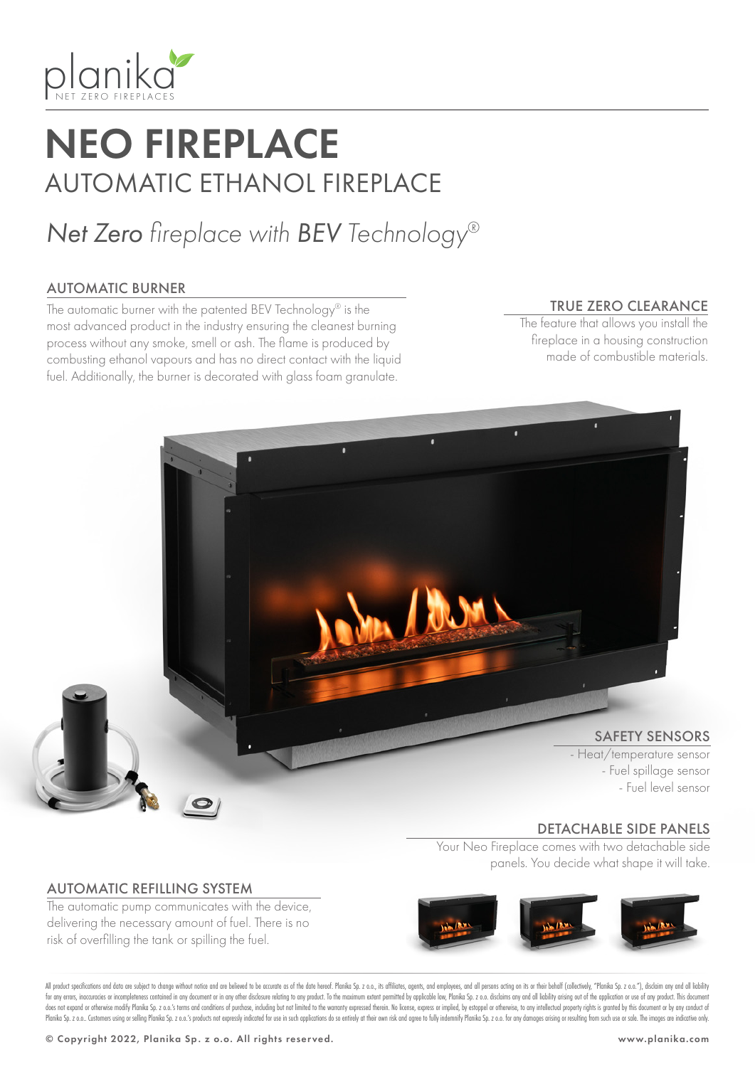planika
NET ZERO FIREPLACES

# NEO FIREPLACE

## AUTOMATIC ETHANOL FIREPLACE

*Net Zero fireplace with BEV Technology®*

### AUTOMATIC BURNER

The automatic burner with the patented BEV Technology® is the most advanced product in the industry ensuring the cleanest burning process without any smoke, smell or ash. The flame is produced by combusting ethanol vapours and has no direct contact with the liquid fuel. Additionally, the burner is decorated with glass foam granulate.

### TRUE ZERO CLEARANCE

The feature that allows you install the fireplace in a housing construction made of combustible materials.

### SAFETY SENSORS

- Heat/temperature sensor
- Fuel spillage sensor
- Fuel level sensor

### DETACHABLE SIDE PANELS

Your Neo Fireplace comes with two detachable side panels. You decide what shape it will take.

### AUTOMATIC REFILLING SYSTEM

The automatic pump communicates with the device, delivering the necessary amount of fuel. There is no risk of overfilling the tank or spilling the fuel.

All product specifications and data are subject to change without notice and are believed to be accurate as of the date hereof. Planika Sp. z o.o., its affiliates, agents, and employees, and all persons acting on its or their behalf (collectively, "Planika Sp. z o.o."), disclaim any and all liability for any errors, inaccuracies or incompleteness contained in any document or in any other disclosure relating to any product. To the maximum extent permitted by applicable law, Planika Sp. z o.o. disclaims any and all liability arising out of the application or use of any product. This document does not expand or otherwise modify Planika Sp. z o.o.'s terms and conditions of purchase, including but not limited to the warranty expressed therein. No license, express or implied, by estoppel or otherwise, to any intellectual property rights is granted by this document or by any conduct of Planika Sp. z o.o.. Customers using or selling Planika Sp. z o.o.'s products not expressly indicated for use in such applications do so entirely at their own risk and agree to fully indemnify Planika Sp. z o.o. for any damages arising or resulting from such use or sale. The images are indicative only.

© Copyright 2022, Planika Sp. z o.o. All rights reserved.

www.planika.com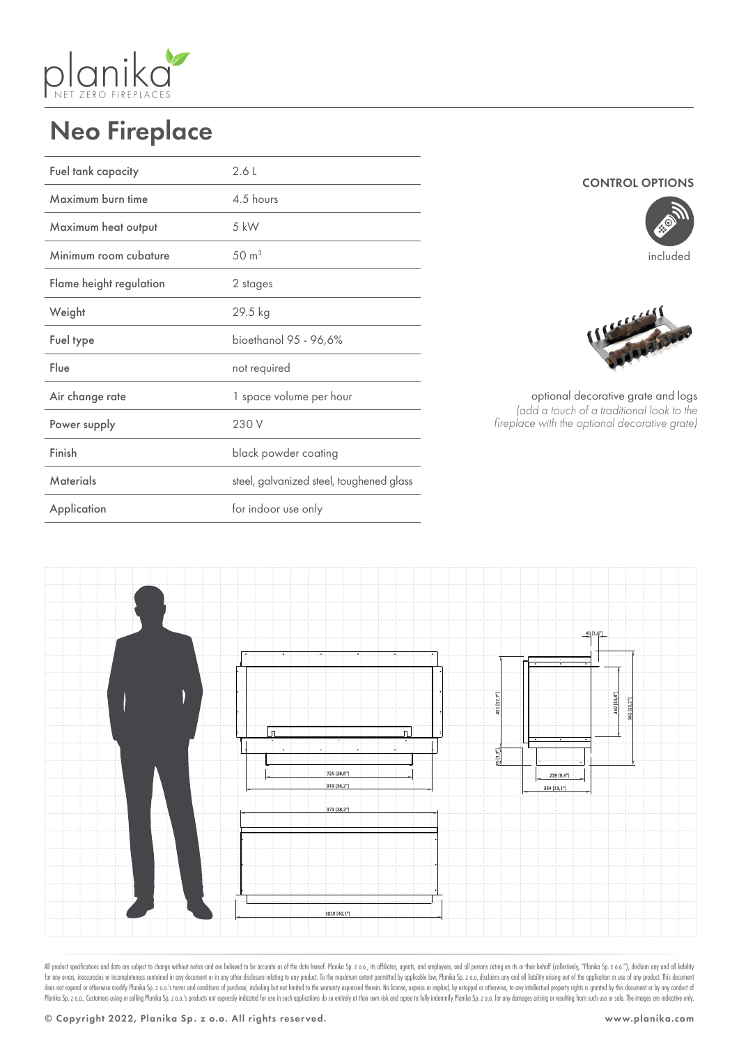# Neo Fireplace

| | |
|---|---|
| Fuel tank capacity | 2.6 L |
| Maximum burn time | 4.5 hours |
| Maximum heat output | 5 kW |
| Minimum room cubature | 50 m$^3$ |
| Flame height regulation | 2 stages |
| Weight | 29.5 kg |
| Fuel type | bioethanol 95 - 96,6% |
| Flue | not required |
| Air change rate | 1 space volume per hour |
| Power supply | 230 V |
| Finish | black powder coating |
| Materials | steel, galvanized steel, toughened glass |
| Application | for indoor use only |

CONTROL OPTIONS

included

optional decorative grate and logs
*(add a touch of a traditional look to the fireplace with the optional decorative grate)*

725 [28,6"]
919 [36,2"]
973 [38,3"]
1019 [40,1"]
40 [1,6"]
451 [17,7"]
350 [13,8"]
562 [22,1"]
85 [3,3"]
239 [9,4"]
334 [13,1"]

All product specifications and data are subject to change without notice and are believed to be accurate as of the date hereof. Planika Sp. z o.o., its affiliates, agents, and employees, and all persons acting on its or their behalf (collectively, "Planika Sp. z o.o."), disclaim any and all liability for any errors, inaccuracies or incompleteness contained in any document or in any other disclosure relating to any product. To the maximum extent permitted by applicable law, Planika Sp. z o.o. disclaims any and all liability arising out of the application or use of any product. This document does not expand or otherwise modify Planika Sp. z o.o.'s terms and conditions of purchase, including but not limited to the warranty expressed therein. No license, express or implied, by estoppel or otherwise, to any intellectual property rights is granted by this document or by any conduct of Planika Sp. z o.o.. Customers using or selling Planika Sp. z o.o.'s products not expressly indicated for use in such applications do so entirely at their own risk and agree to fully indemnify Planika Sp. z o.o. for any damages arising or resulting from such use or sale. The images are indicative only.

© Copyright 2022, Planika Sp. z o.o. All rights reserved. www.planika.com